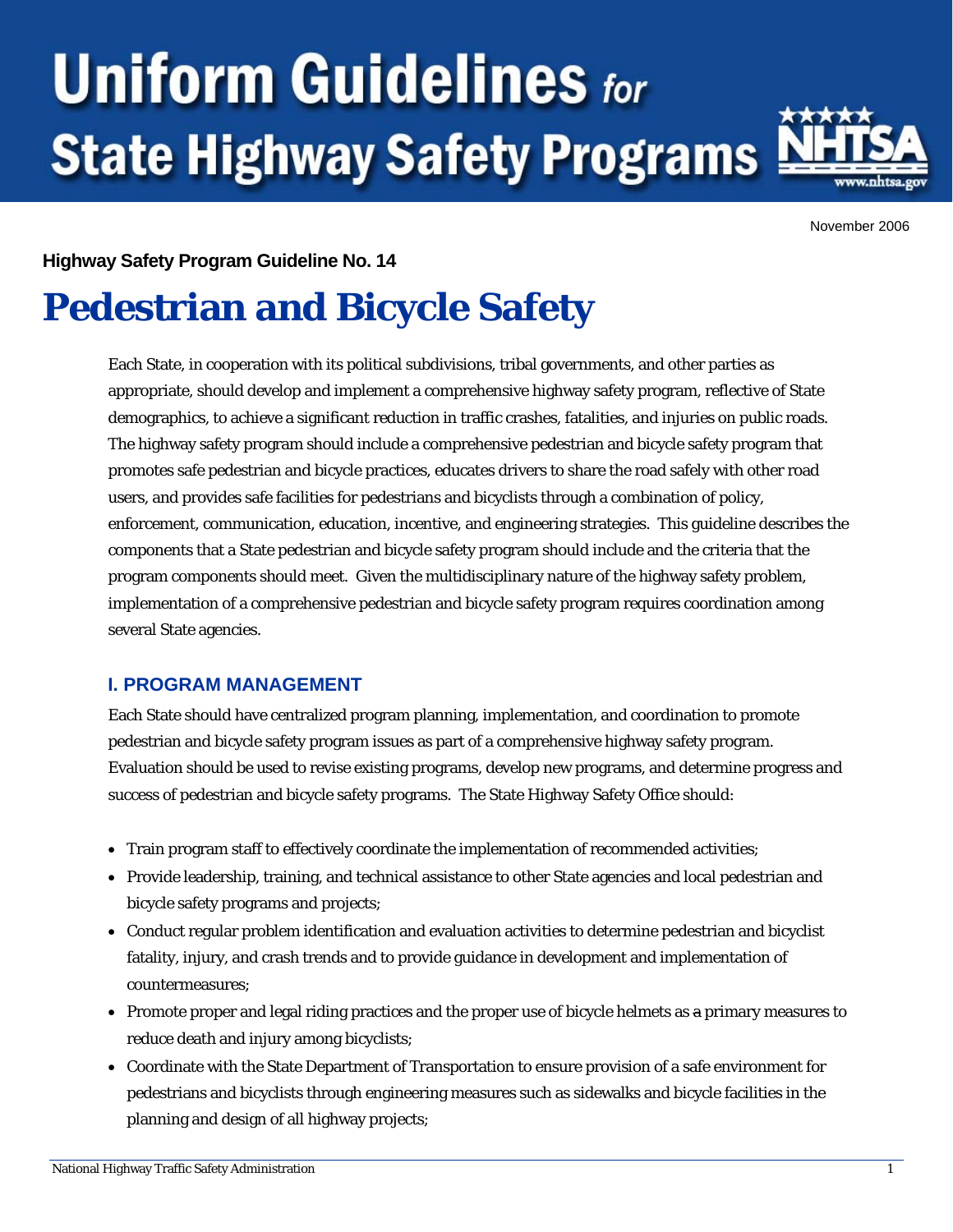# Uniform Guidelines for State Highway Safety Programs

November 2006

**Highway Safety Program Guideline No. 14**

# Pedestrian and Bicycle Safety

Each State, in cooperation with its political subdivisions, tribal governments, and other parties as appropriate, should develop and implement a comprehensive highway safety program, reflective of State demographics, to achieve a significant reduction in traffic crashes, fatalities, and injuries on public roads. The highway safety program should include a comprehensive pedestrian and bicycle safety program that promotes safe pedestrian and bicycle practices, educates drivers to share the road safely with other road users, and provides safe facilities for pedestrians and bicyclists through a combination of policy, enforcement, communication, education, incentive, and engineering strategies. This guideline describes the components that a State pedestrian and bicycle safety program should include and the criteria that the program components should meet. Given the multidisciplinary nature of the highway safety problem, implementation of a comprehensive pedestrian and bicycle safety program requires coordination among several State agencies.

## I. PROGRAM MANAGEMENT

Each State should have centralized program planning, implementation, and coordination to promote pedestrian and bicycle safety program issues as part of a comprehensive highway safety program. Evaluation should be used to revise existing programs, develop new programs, and determine progress and success of pedestrian and bicycle safety programs. The State Highway Safety Office should:

- Train program staff to effectively coordinate the implementation of recommended activities;
- Provide leadership, training, and technical assistance to other State agencies and local pedestrian and bicycle safety programs and projects;
- Conduct regular problem identification and evaluation activities to determine pedestrian and bicyclist fatality, injury, and crash trends and to provide guidance in development and implementation of countermeasures;
- Promote proper and legal riding practices and the proper use of bicycle helmets as a primary measures to reduce death and injury among bicyclists;
- Coordinate with the State Department of Transportation to ensure provision of a safe environment for pedestrians and bicyclists through engineering measures such as sidewalks and bicycle facilities in the planning and design of all highway projects;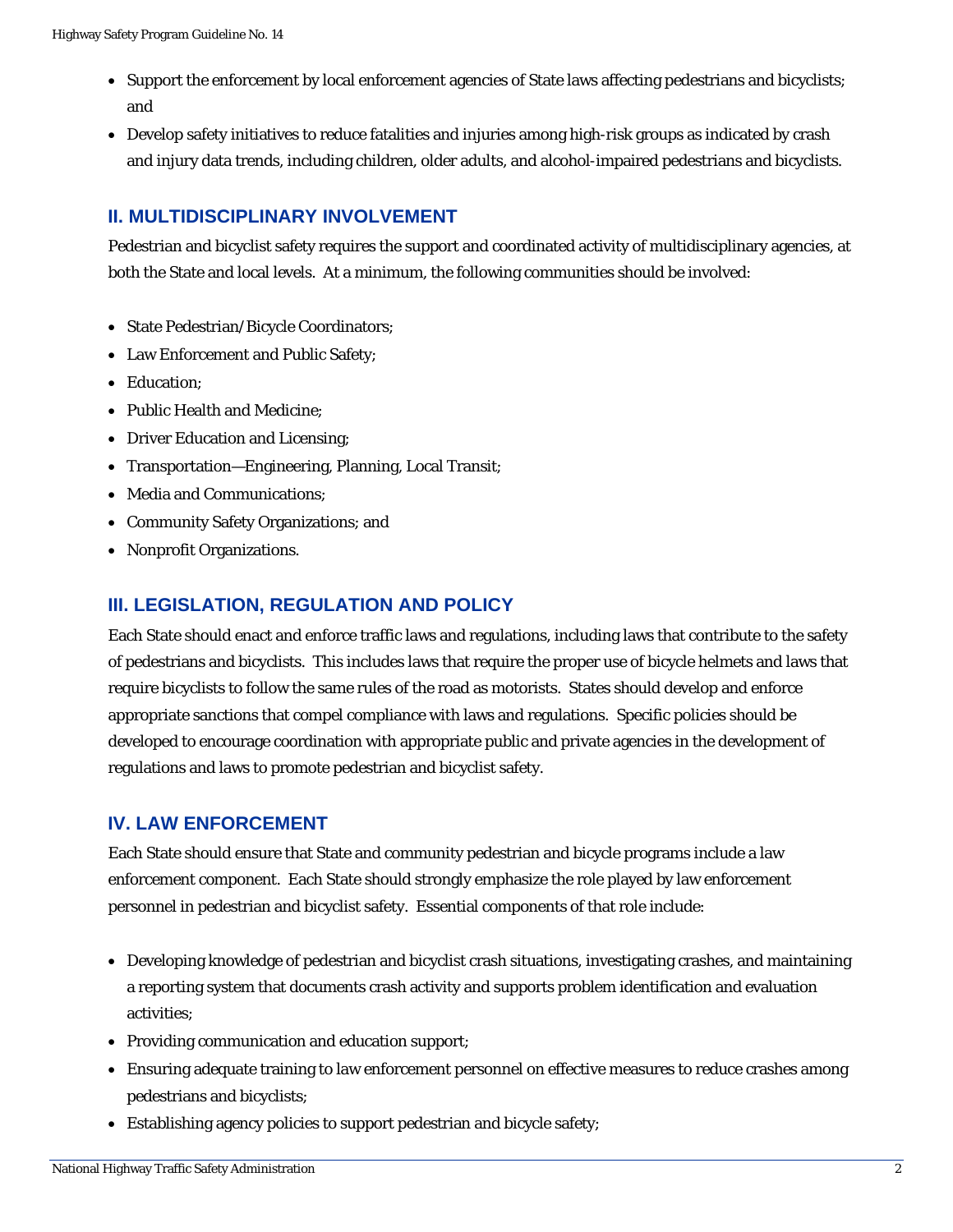- Support the enforcement by local enforcement agencies of State laws affecting pedestrians and bicyclists; and
- Develop safety initiatives to reduce fatalities and injuries among high-risk groups as indicated by crash and injury data trends, including children, older adults, and alcohol-impaired pedestrians and bicyclists.

## II. MULTIDISCIPLINARY INVOLVEMENT

Pedestrian and bicyclist safety requires the support and coordinated activity of multidisciplinary agencies, at both the State and local levels. At a minimum, the following communities should be involved:

- State Pedestrian/Bicycle Coordinators;
- Law Enforcement and Public Safety;
- Education;
- Public Health and Medicine;
- Driver Education and Licensing;
- Transportation—Engineering, Planning, Local Transit;
- Media and Communications;
- Community Safety Organizations; and
- Nonprofit Organizations.

## III. LEGISLATION, REGULATION AND POLICY

Each State should enact and enforce traffic laws and regulations, including laws that contribute to the safety of pedestrians and bicyclists. This includes laws that require the proper use of bicycle helmets and laws that require bicyclists to follow the same rules of the road as motorists. States should develop and enforce appropriate sanctions that compel compliance with laws and regulations. Specific policies should be developed to encourage coordination with appropriate public and private agencies in the development of regulations and laws to promote pedestrian and bicyclist safety.

## IV. LAW ENFORCEMENT

Each State should ensure that State and community pedestrian and bicycle programs include a law enforcement component. Each State should strongly emphasize the role played by law enforcement personnel in pedestrian and bicyclist safety. Essential components of that role include:

- Developing knowledge of pedestrian and bicyclist crash situations, investigating crashes, and maintaining a reporting system that documents crash activity and supports problem identification and evaluation activities;
- Providing communication and education support;
- Ensuring adequate training to law enforcement personnel on effective measures to reduce crashes among pedestrians and bicyclists;
- Establishing agency policies to support pedestrian and bicycle safety;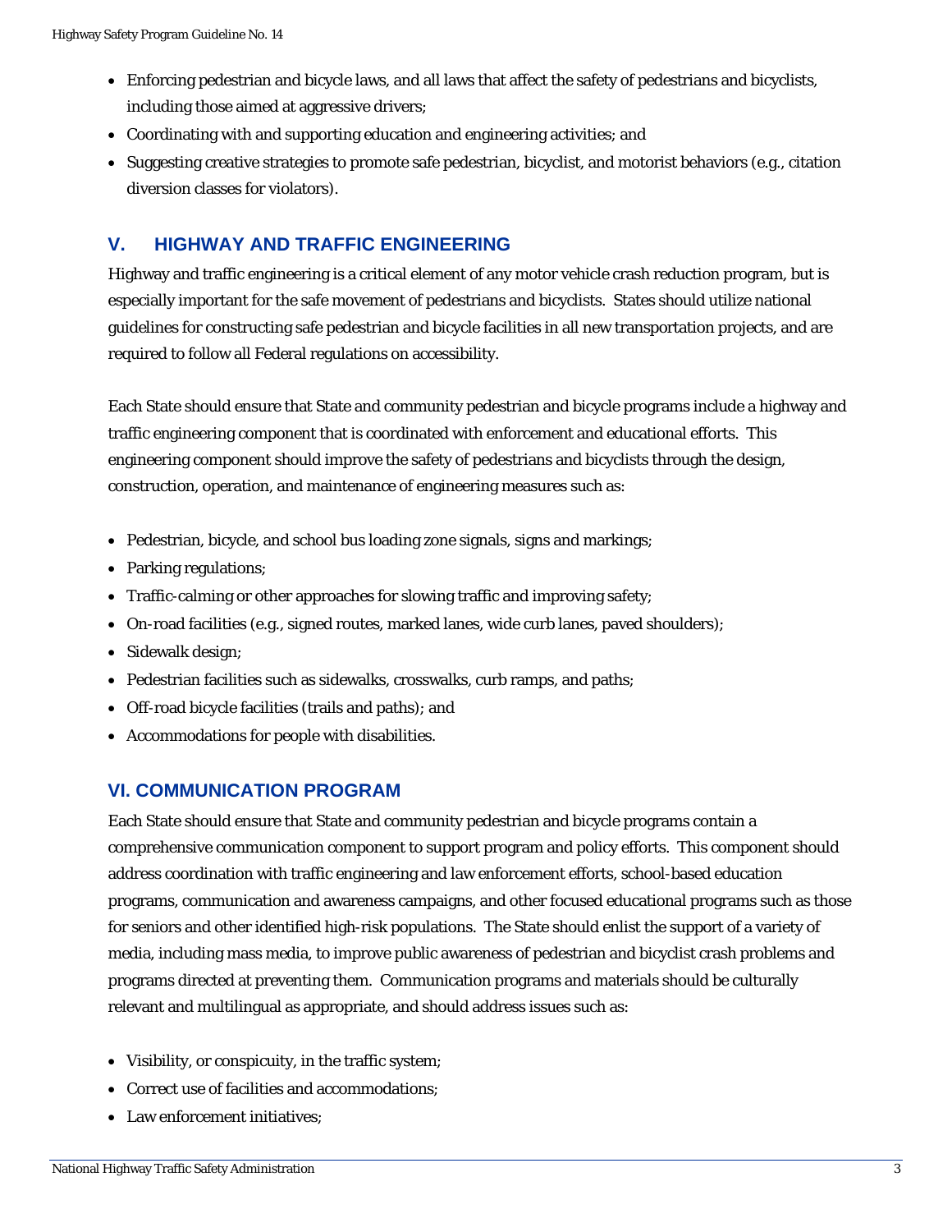- Enforcing pedestrian and bicycle laws, and all laws that affect the safety of pedestrians and bicyclists, including those aimed at aggressive drivers;
- Coordinating with and supporting education and engineering activities; and
- Suggesting creative strategies to promote safe pedestrian, bicyclist, and motorist behaviors (e.g., citation diversion classes for violators).

## V. HIGHWAY AND TRAFFIC ENGINEERING

Highway and traffic engineering is a critical element of any motor vehicle crash reduction program, but is especially important for the safe movement of pedestrians and bicyclists. States should utilize national guidelines for constructing safe pedestrian and bicycle facilities in all new transportation projects, and are required to follow all Federal regulations on accessibility.

Each State should ensure that State and community pedestrian and bicycle programs include a highway and traffic engineering component that is coordinated with enforcement and educational efforts. This engineering component should improve the safety of pedestrians and bicyclists through the design, construction, operation, and maintenance of engineering measures such as:

- Pedestrian, bicycle, and school bus loading zone signals, signs and markings;
- Parking regulations;
- Traffic-calming or other approaches for slowing traffic and improving safety;
- On-road facilities (e.g., signed routes, marked lanes, wide curb lanes, paved shoulders);
- Sidewalk design;
- Pedestrian facilities such as sidewalks, crosswalks, curb ramps, and paths;
- Off-road bicycle facilities (trails and paths); and
- Accommodations for people with disabilities.

## VI. COMMUNICATION PROGRAM

Each State should ensure that State and community pedestrian and bicycle programs contain a comprehensive communication component to support program and policy efforts. This component should address coordination with traffic engineering and law enforcement efforts, school-based education programs, communication and awareness campaigns, and other focused educational programs such as those for seniors and other identified high-risk populations. The State should enlist the support of a variety of media, including mass media, to improve public awareness of pedestrian and bicyclist crash problems and programs directed at preventing them. Communication programs and materials should be culturally relevant and multilingual as appropriate, and should address issues such as:

- Visibility, or conspicuity, in the traffic system;
- Correct use of facilities and accommodations;
- Law enforcement initiatives;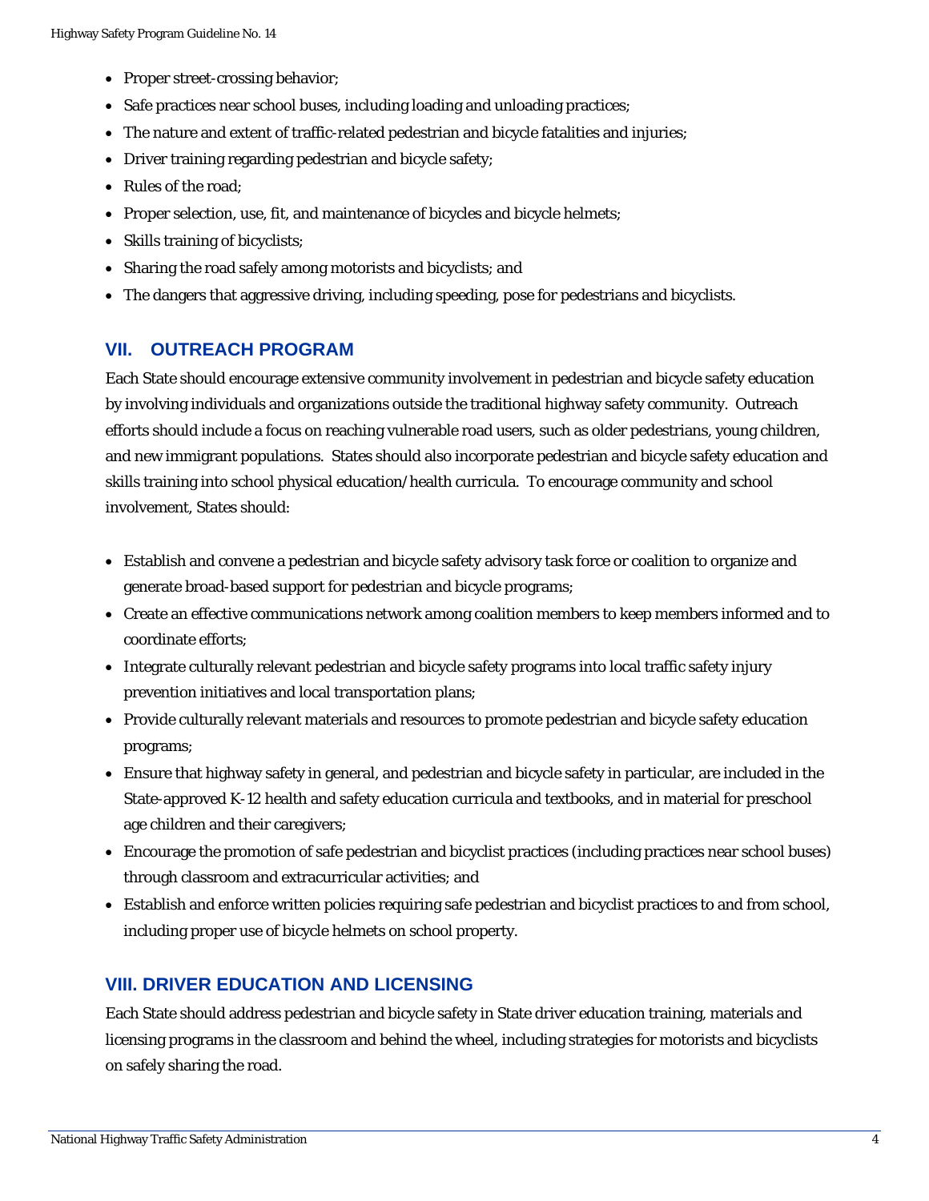- Proper street-crossing behavior;
- Safe practices near school buses, including loading and unloading practices;
- The nature and extent of traffic-related pedestrian and bicycle fatalities and injuries;
- Driver training regarding pedestrian and bicycle safety;
- Rules of the road;
- Proper selection, use, fit, and maintenance of bicycles and bicycle helmets;
- Skills training of bicyclists;
- Sharing the road safely among motorists and bicyclists; and
- The dangers that aggressive driving, including speeding, pose for pedestrians and bicyclists.

## VII. OUTREACH PROGRAM

Each State should encourage extensive community involvement in pedestrian and bicycle safety education by involving individuals and organizations outside the traditional highway safety community. Outreach efforts should include a focus on reaching vulnerable road users, such as older pedestrians, young children, and new immigrant populations. States should also incorporate pedestrian and bicycle safety education and skills training into school physical education/health curricula. To encourage community and school involvement, States should:

- Establish and convene a pedestrian and bicycle safety advisory task force or coalition to organize and generate broad-based support for pedestrian and bicycle programs;
- Create an effective communications network among coalition members to keep members informed and to coordinate efforts;
- Integrate culturally relevant pedestrian and bicycle safety programs into local traffic safety injury prevention initiatives and local transportation plans;
- Provide culturally relevant materials and resources to promote pedestrian and bicycle safety education programs;
- Ensure that highway safety in general, and pedestrian and bicycle safety in particular, are included in the State-approved K-12 health and safety education curricula and textbooks, and in material for preschool age children and their caregivers;
- Encourage the promotion of safe pedestrian and bicyclist practices (including practices near school buses) through classroom and extracurricular activities; and
- Establish and enforce written policies requiring safe pedestrian and bicyclist practices to and from school, including proper use of bicycle helmets on school property.

## VIII. DRIVER EDUCATION AND LICENSING

Each State should address pedestrian and bicycle safety in State driver education training, materials and licensing programs in the classroom and behind the wheel, including strategies for motorists and bicyclists on safely sharing the road.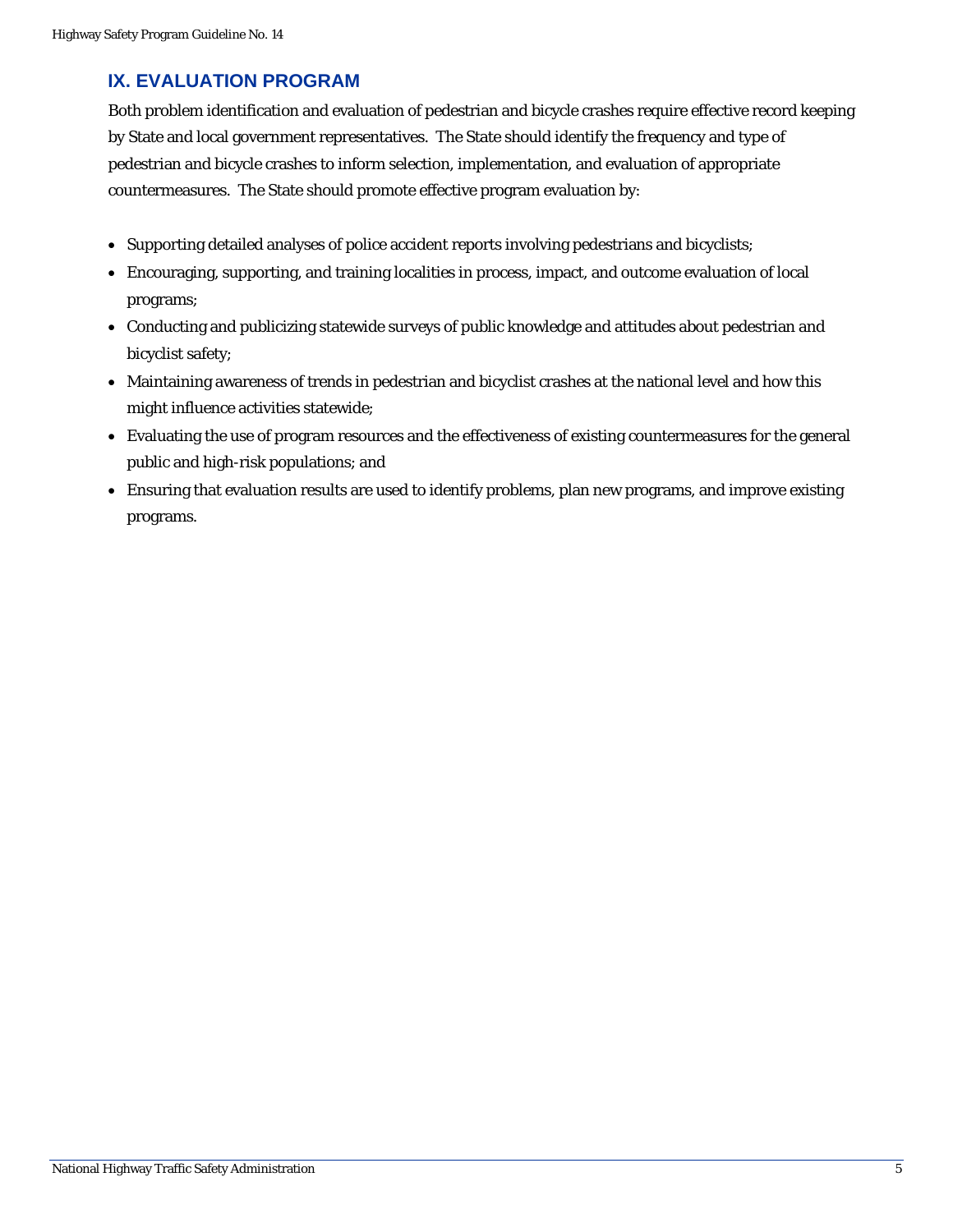## IX. EVALUATION PROGRAM

Both problem identification and evaluation of pedestrian and bicycle crashes require effective record keeping by State and local government representatives. The State should identify the frequency and type of pedestrian and bicycle crashes to inform selection, implementation, and evaluation of appropriate countermeasures. The State should promote effective program evaluation by:

- Supporting detailed analyses of police accident reports involving pedestrians and bicyclists;
- Encouraging, supporting, and training localities in process, impact, and outcome evaluation of local programs;
- Conducting and publicizing statewide surveys of public knowledge and attitudes about pedestrian and bicyclist safety;
- Maintaining awareness of trends in pedestrian and bicyclist crashes at the national level and how this might influence activities statewide;
- Evaluating the use of program resources and the effectiveness of existing countermeasures for the general public and high-risk populations; and
- Ensuring that evaluation results are used to identify problems, plan new programs, and improve existing programs.